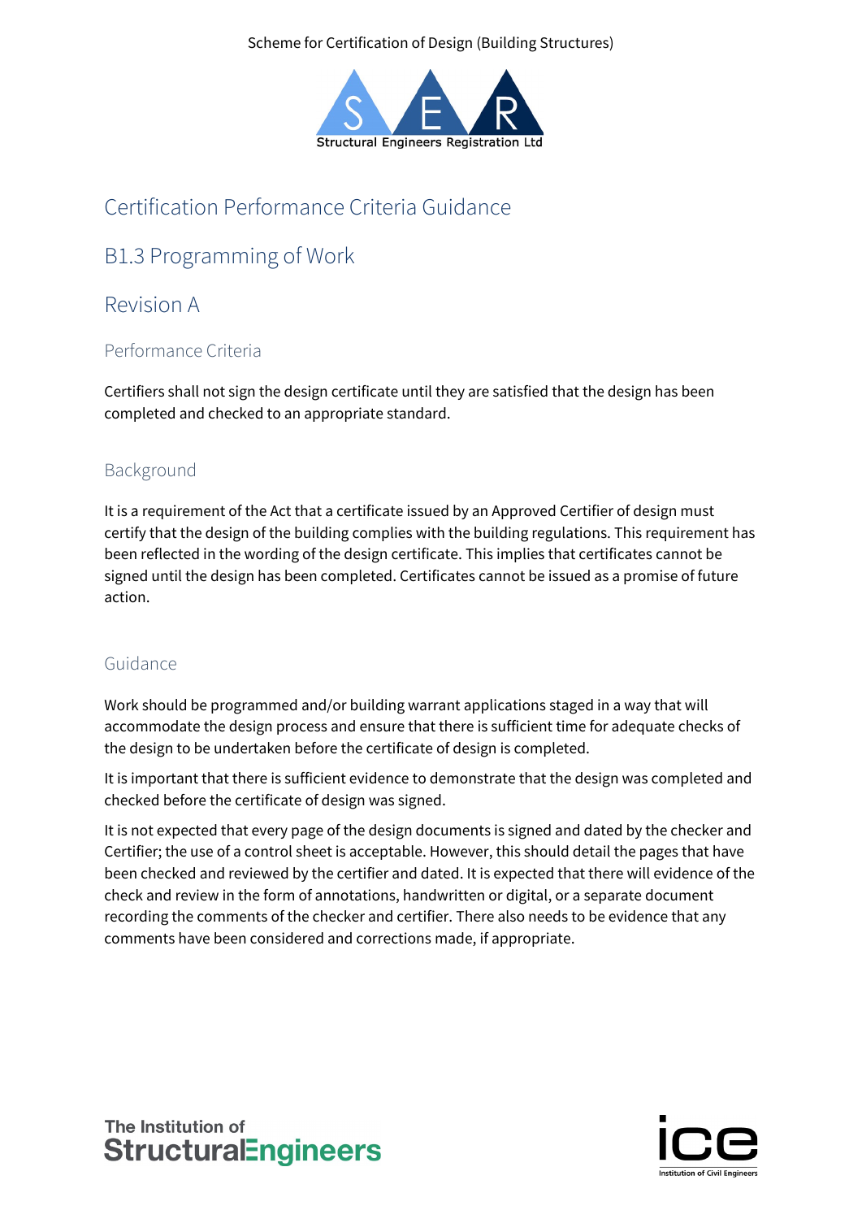Scheme for Certification of Design (Building Structures)

Structural Engineers Registration Ltd

# Certification Performance Criteria Guidance

# B1.3 Programming of Work

# Revision A

## Performance Criteria

Certifiers shall not sign the design certificate until they are satisfied that the design has been completed and checked to an appropriate standard.

## Background

It is a requirement of the Act that a certificate issued by an Approved Certifier of design must certify that the design of the building complies with the building regulations. This requirement has been reflected in the wording of the design certificate. This implies that certificates cannot be signed until the design has been completed. Certificates cannot be issued as a promise of future action.

## Guidance

Work should be programmed and/or building warrant applications staged in a way that will accommodate the design process and ensure that there is sufficient time for adequate checks of the design to be undertaken before the certificate of design is completed.

It is important that there is sufficient evidence to demonstrate that the design was completed and checked before the certificate of design was signed.

It is not expected that every page of the design documents is signed and dated by the checker and Certifier; the use of a control sheet is acceptable. However, this should detail the pages that have been checked and reviewed by the certifier and dated. It is expected that there will evidence of the check and review in the form of annotations, handwritten or digital, or a separate document recording the comments of the checker and certifier. There also needs to be evidence that any comments have been considered and corrections made, if appropriate.

The Institution of StructuralEngineers

ice Institution of Civil Engineers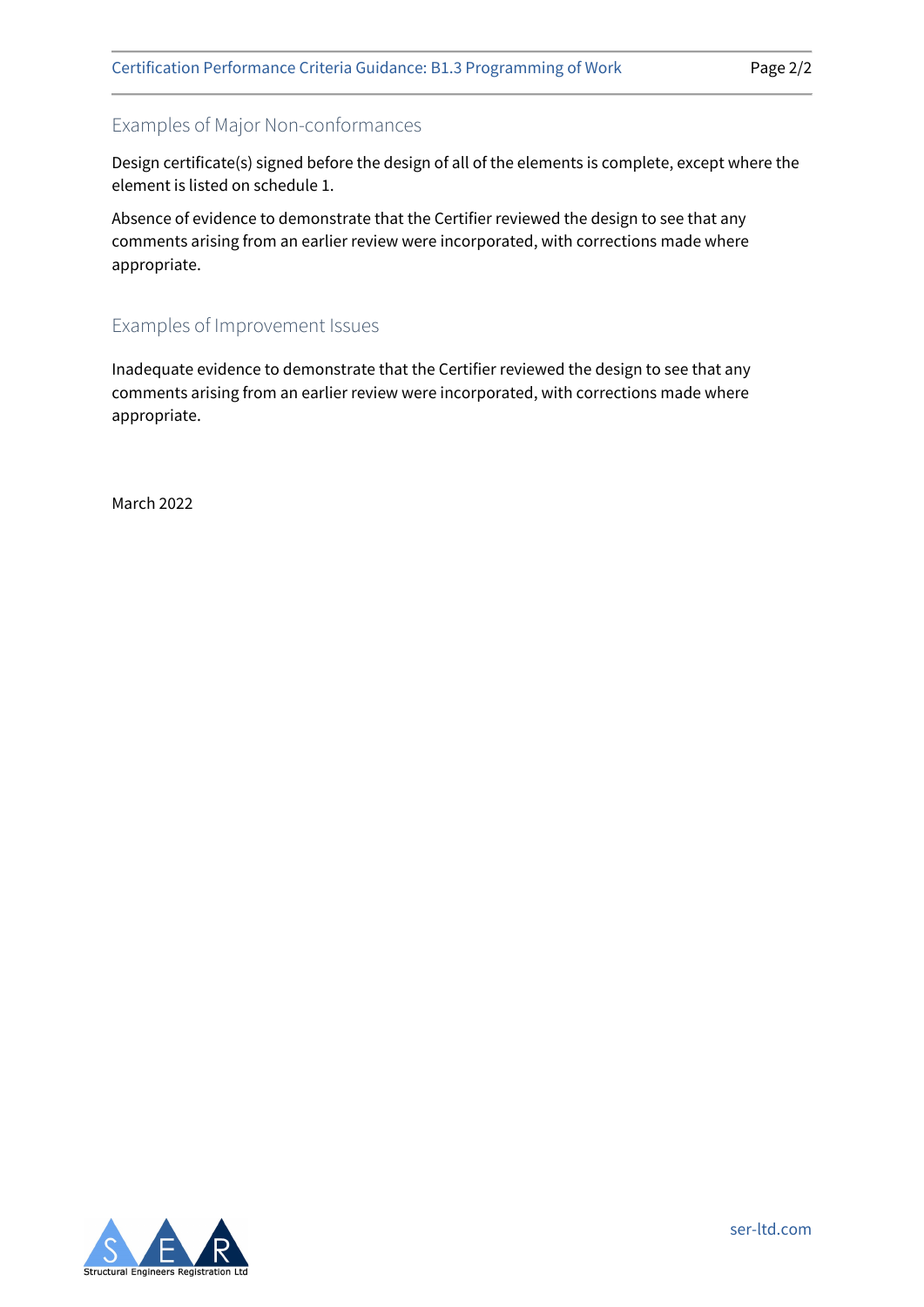## Examples of Major Non-conformances

Design certificate(s) signed before the design of all of the elements is complete, except where the element is listed on schedule 1.

Absence of evidence to demonstrate that the Certifier reviewed the design to see that any comments arising from an earlier review were incorporated, with corrections made where appropriate.

## Examples of Improvement Issues

Inadequate evidence to demonstrate that the Certifier reviewed the design to see that any comments arising from an earlier review were incorporated, with corrections made where appropriate.

March 2022